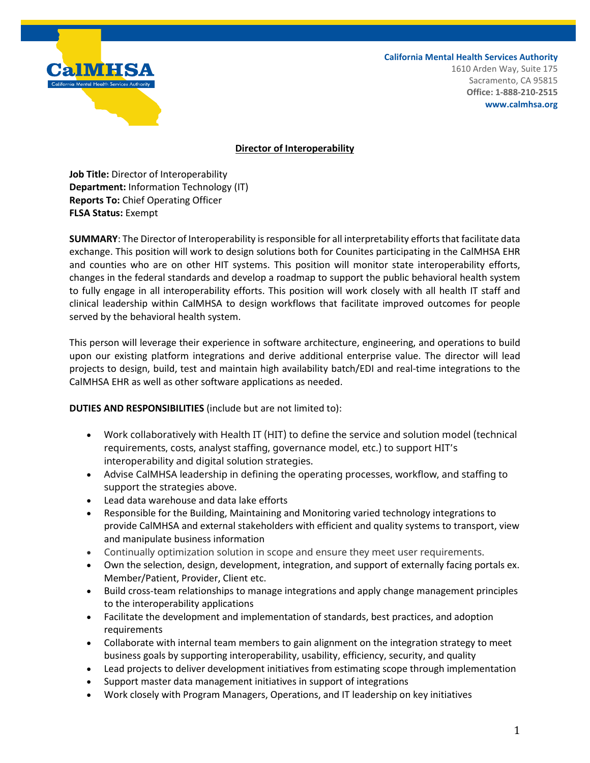California Mental Health Services Authority
1610 Arden Way, Suite 175
Sacramento, CA 95815
**Office: 1-888-210-2515**
**www.calmhsa.org**

# Director of Interoperability

**Job Title:** Director of Interoperability
**Department:** Information Technology (IT)
**Reports To:** Chief Operating Officer
**FLSA Status:** Exempt

**SUMMARY**: The Director of Interoperability is responsible for all interpretability efforts that facilitate data exchange. This position will work to design solutions both for Counites participating in the CalMHSA EHR and counties who are on other HIT systems. This position will monitor state interoperability efforts, changes in the federal standards and develop a roadmap to support the public behavioral health system to fully engage in all interoperability efforts. This position will work closely with all health IT staff and clinical leadership within CalMHSA to design workflows that facilitate improved outcomes for people served by the behavioral health system.

This person will leverage their experience in software architecture, engineering, and operations to build upon our existing platform integrations and derive additional enterprise value. The director will lead projects to design, build, test and maintain high availability batch/EDI and real-time integrations to the CalMHSA EHR as well as other software applications as needed.

**DUTIES AND RESPONSIBILITIES** (include but are not limited to):

- Work collaboratively with Health IT (HIT) to define the service and solution model (technical requirements, costs, analyst staffing, governance model, etc.) to support HIT's interoperability and digital solution strategies.
- Advise CalMHSA leadership in defining the operating processes, workflow, and staffing to support the strategies above.
- Lead data warehouse and data lake efforts
- Responsible for the Building, Maintaining and Monitoring varied technology integrations to provide CalMHSA and external stakeholders with efficient and quality systems to transport, view and manipulate business information
- Continually optimization solution in scope and ensure they meet user requirements.
- Own the selection, design, development, integration, and support of externally facing portals ex. Member/Patient, Provider, Client etc.
- Build cross-team relationships to manage integrations and apply change management principles to the interoperability applications
- Facilitate the development and implementation of standards, best practices, and adoption requirements
- Collaborate with internal team members to gain alignment on the integration strategy to meet business goals by supporting interoperability, usability, efficiency, security, and quality
- Lead projects to deliver development initiatives from estimating scope through implementation
- Support master data management initiatives in support of integrations
- Work closely with Program Managers, Operations, and IT leadership on key initiatives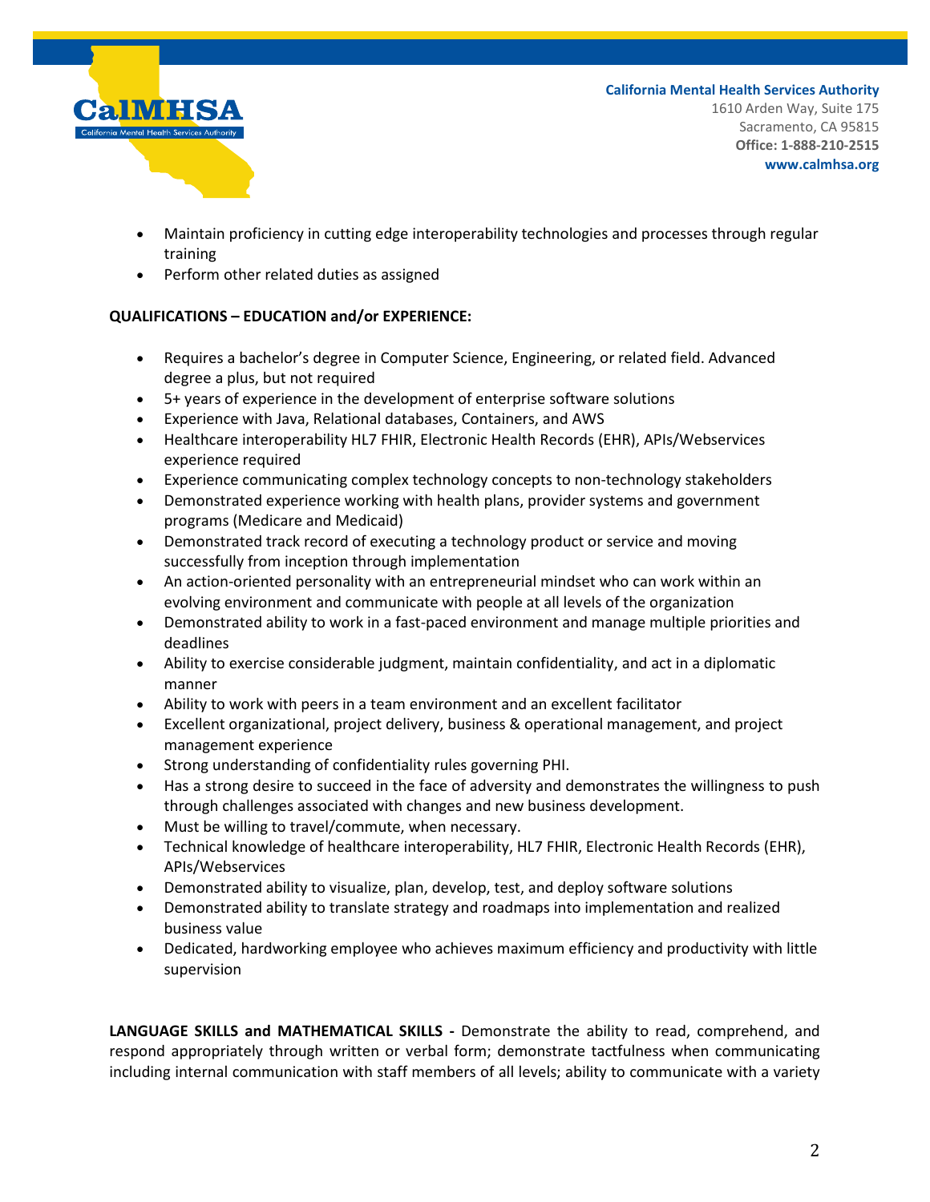- Maintain proficiency in cutting edge interoperability technologies and processes through regular training
- Perform other related duties as assigned

**QUALIFICATIONS – EDUCATION and/or EXPERIENCE:**

- Requires a bachelor's degree in Computer Science, Engineering, or related field. Advanced degree a plus, but not required
- 5+ years of experience in the development of enterprise software solutions
- Experience with Java, Relational databases, Containers, and AWS
- Healthcare interoperability HL7 FHIR, Electronic Health Records (EHR), APIs/Webservices experience required
- Experience communicating complex technology concepts to non-technology stakeholders
- Demonstrated experience working with health plans, provider systems and government programs (Medicare and Medicaid)
- Demonstrated track record of executing a technology product or service and moving successfully from inception through implementation
- An action-oriented personality with an entrepreneurial mindset who can work within an evolving environment and communicate with people at all levels of the organization
- Demonstrated ability to work in a fast-paced environment and manage multiple priorities and deadlines
- Ability to exercise considerable judgment, maintain confidentiality, and act in a diplomatic manner
- Ability to work with peers in a team environment and an excellent facilitator
- Excellent organizational, project delivery, business & operational management, and project management experience
- Strong understanding of confidentiality rules governing PHI.
- Has a strong desire to succeed in the face of adversity and demonstrates the willingness to push through challenges associated with changes and new business development.
- Must be willing to travel/commute, when necessary.
- Technical knowledge of healthcare interoperability, HL7 FHIR, Electronic Health Records (EHR), APIs/Webservices
- Demonstrated ability to visualize, plan, develop, test, and deploy software solutions
- Demonstrated ability to translate strategy and roadmaps into implementation and realized business value
- Dedicated, hardworking employee who achieves maximum efficiency and productivity with little supervision

**LANGUAGE SKILLS and MATHEMATICAL SKILLS -** Demonstrate the ability to read, comprehend, and respond appropriately through written or verbal form; demonstrate tactfulness when communicating including internal communication with staff members of all levels; ability to communicate with a variety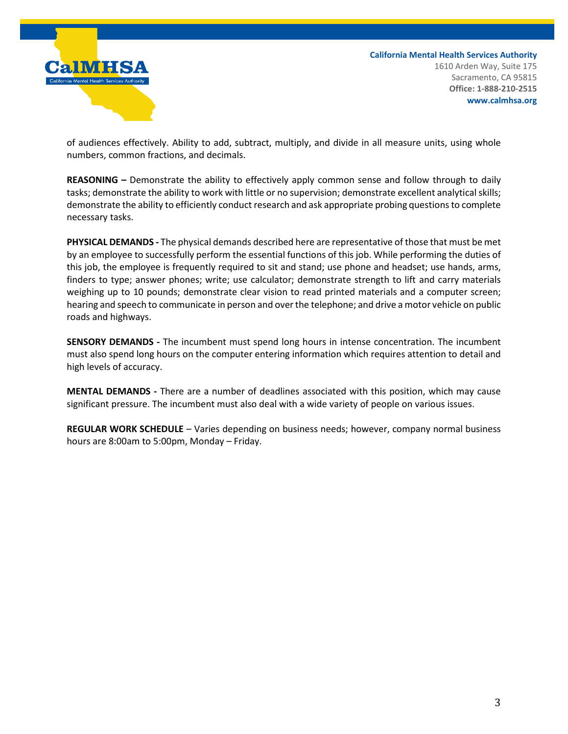of audiences effectively. Ability to add, subtract, multiply, and divide in all measure units, using whole numbers, common fractions, and decimals.

**REASONING –** Demonstrate the ability to effectively apply common sense and follow through to daily tasks; demonstrate the ability to work with little or no supervision; demonstrate excellent analytical skills; demonstrate the ability to efficiently conduct research and ask appropriate probing questions to complete necessary tasks.

**PHYSICAL DEMANDS -** The physical demands described here are representative of those that must be met by an employee to successfully perform the essential functions of this job. While performing the duties of this job, the employee is frequently required to sit and stand; use phone and headset; use hands, arms, finders to type; answer phones; write; use calculator; demonstrate strength to lift and carry materials weighing up to 10 pounds; demonstrate clear vision to read printed materials and a computer screen; hearing and speech to communicate in person and over the telephone; and drive a motor vehicle on public roads and highways.

**SENSORY DEMANDS -** The incumbent must spend long hours in intense concentration. The incumbent must also spend long hours on the computer entering information which requires attention to detail and high levels of accuracy.

**MENTAL DEMANDS -** There are a number of deadlines associated with this position, which may cause significant pressure. The incumbent must also deal with a wide variety of people on various issues.

**REGULAR WORK SCHEDULE** – Varies depending on business needs; however, company normal business hours are 8:00am to 5:00pm, Monday – Friday.